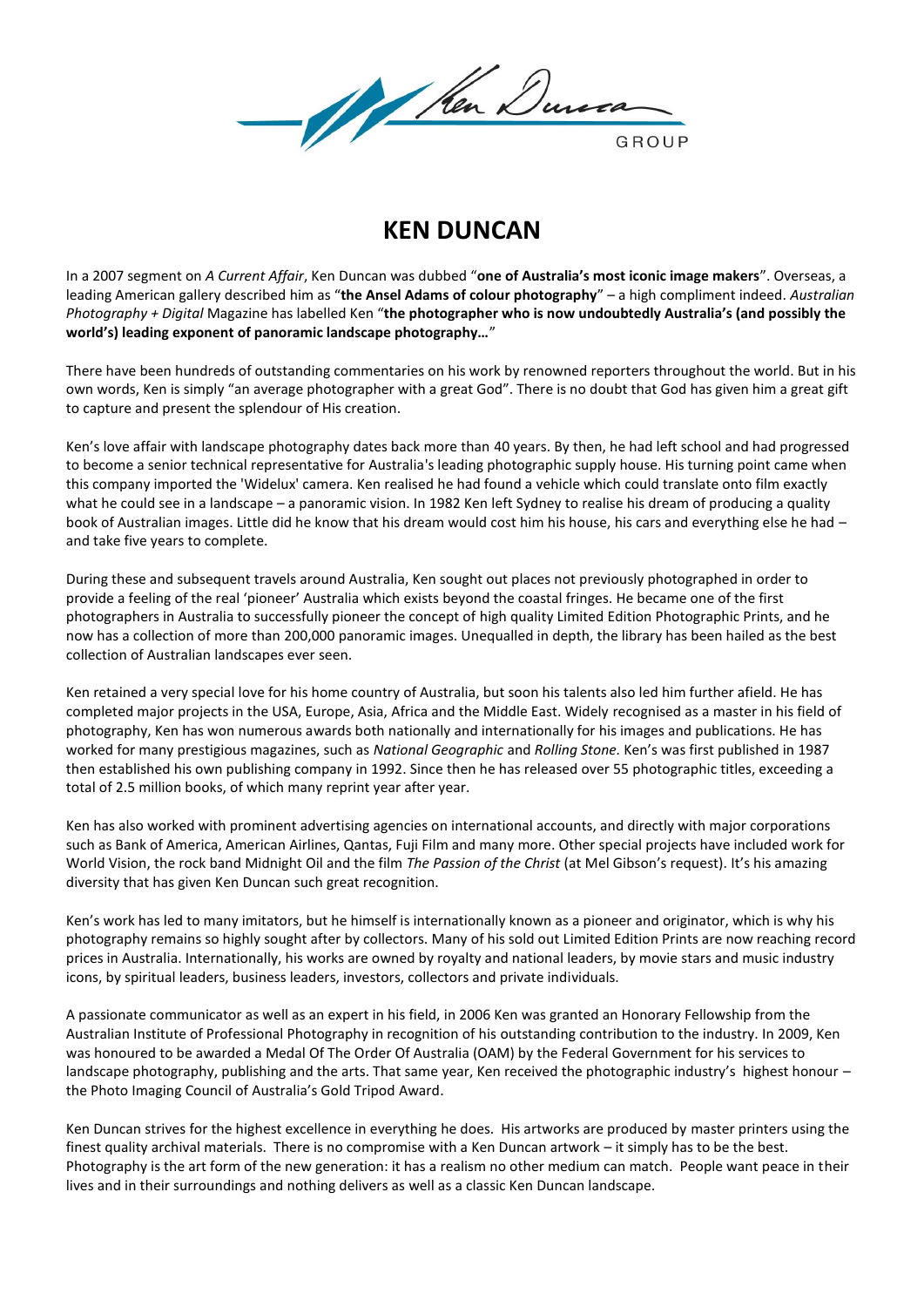# KEN DUNCAN

In a 2007 segment on *A Current Affair*, Ken Duncan was dubbed "**one of Australia's most iconic image makers**". Overseas, a leading American gallery described him as "**the Ansel Adams of colour photography**" – a high compliment indeed. *Australian Photography + Digital* Magazine has labelled Ken "**the photographer who is now undoubtedly Australia's (and possibly the world's) leading exponent of panoramic landscape photography…**"

There have been hundreds of outstanding commentaries on his work by renowned reporters throughout the world. But in his own words, Ken is simply "an average photographer with a great God". There is no doubt that God has given him a great gift to capture and present the splendour of His creation.

Ken's love affair with landscape photography dates back more than 40 years. By then, he had left school and had progressed to become a senior technical representative for Australia's leading photographic supply house. His turning point came when this company imported the 'Widelux' camera. Ken realised he had found a vehicle which could translate onto film exactly what he could see in a landscape – a panoramic vision. In 1982 Ken left Sydney to realise his dream of producing a quality book of Australian images. Little did he know that his dream would cost him his house, his cars and everything else he had – and take five years to complete.

During these and subsequent travels around Australia, Ken sought out places not previously photographed in order to provide a feeling of the real 'pioneer' Australia which exists beyond the coastal fringes. He became one of the first photographers in Australia to successfully pioneer the concept of high quality Limited Edition Photographic Prints, and he now has a collection of more than 200,000 panoramic images. Unequalled in depth, the library has been hailed as the best collection of Australian landscapes ever seen.

Ken retained a very special love for his home country of Australia, but soon his talents also led him further afield. He has completed major projects in the USA, Europe, Asia, Africa and the Middle East. Widely recognised as a master in his field of photography, Ken has won numerous awards both nationally and internationally for his images and publications. He has worked for many prestigious magazines, such as *National Geographic* and *Rolling Stone.* Ken's was first published in 1987 then established his own publishing company in 1992. Since then he has released over 55 photographic titles, exceeding a total of 2.5 million books, of which many reprint year after year.

Ken has also worked with prominent advertising agencies on international accounts, and directly with major corporations such as Bank of America, American Airlines, Qantas, Fuji Film and many more. Other special projects have included work for World Vision, the rock band Midnight Oil and the film *The Passion of the Christ* (at Mel Gibson's request). It's his amazing diversity that has given Ken Duncan such great recognition.

Ken's work has led to many imitators, but he himself is internationally known as a pioneer and originator, which is why his photography remains so highly sought after by collectors. Many of his sold out Limited Edition Prints are now reaching record prices in Australia. Internationally, his works are owned by royalty and national leaders, by movie stars and music industry icons, by spiritual leaders, business leaders, investors, collectors and private individuals.

A passionate communicator as well as an expert in his field, in 2006 Ken was granted an Honorary Fellowship from the Australian Institute of Professional Photography in recognition of his outstanding contribution to the industry. In 2009, Ken was honoured to be awarded a Medal Of The Order Of Australia (OAM) by the Federal Government for his services to landscape photography, publishing and the arts. That same year, Ken received the photographic industry's highest honour – the Photo Imaging Council of Australia's Gold Tripod Award.

Ken Duncan strives for the highest excellence in everything he does. His artworks are produced by master printers using the finest quality archival materials. There is no compromise with a Ken Duncan artwork – it simply has to be the best. Photography is the art form of the new generation: it has a realism no other medium can match. People want peace in their lives and in their surroundings and nothing delivers as well as a classic Ken Duncan landscape.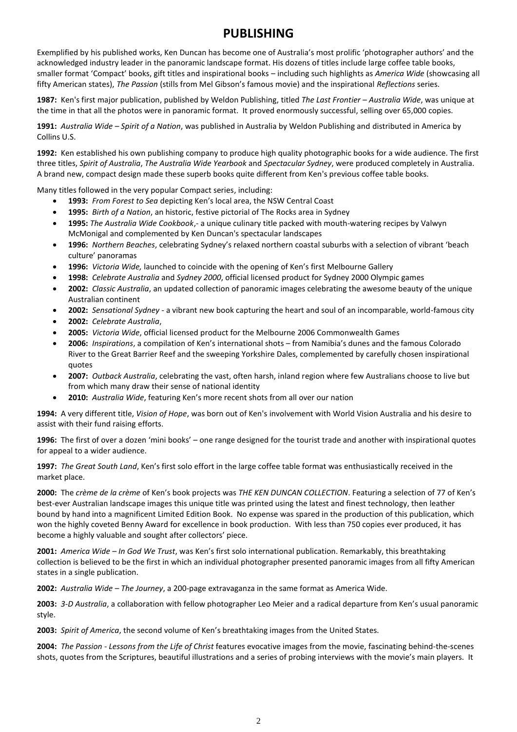# PUBLISHING

Exemplified by his published works, Ken Duncan has become one of Australia's most prolific 'photographer authors' and the acknowledged industry leader in the panoramic landscape format. His dozens of titles include large coffee table books, smaller format 'Compact' books, gift titles and inspirational books – including such highlights as *America Wide* (showcasing all fifty American states), *The Passion* (stills from Mel Gibson's famous movie) and the inspirational *Reflections* series.

**1987:** Ken's first major publication, published by Weldon Publishing, titled *The Last Frontier – Australia Wide*, was unique at the time in that all the photos were in panoramic format. It proved enormously successful, selling over 65,000 copies.

**1991:** *Australia Wide – Spirit of a Nation*, was published in Australia by Weldon Publishing and distributed in America by Collins U.S.

**1992:** Ken established his own publishing company to produce high quality photographic books for a wide audience. The first three titles, *Spirit of Australia*, *The Australia Wide Yearbook* and *Spectacular Sydney*, were produced completely in Australia. A brand new, compact design made these superb books quite different from Ken's previous coffee table books.

Many titles followed in the very popular Compact series, including:

- **1993:** *From Forest to Sea* depicting Ken's local area, the NSW Central Coast
- **1995:** *Birth of a Nation*, an historic, festive pictorial of The Rocks area in Sydney
- **1995:** *The Australia Wide Cookbook*,- a unique culinary title packed with mouth-watering recipes by Valwyn McMonigal and complemented by Ken Duncan's spectacular landscapes
- **1996:** *Northern Beaches*, celebrating Sydney's relaxed northern coastal suburbs with a selection of vibrant 'beach culture' panoramas
- **1996:** *Victoria Wide,* launched to coincide with the opening of Ken's first Melbourne Gallery
- **1998:** *Celebrate Australia* and *Sydney 2000*, official licensed product for Sydney 2000 Olympic games
- **2002:** *Classic Australia*, an updated collection of panoramic images celebrating the awesome beauty of the unique Australian continent
- **2002:** *Sensational Sydney* - a vibrant new book capturing the heart and soul of an incomparable, world-famous city
- **2002:** *Celebrate Australia*,
- **2005:** *Victoria Wide*, official licensed product for the Melbourne 2006 Commonwealth Games
- **2006:** *Inspirations*, a compilation of Ken's international shots – from Namibia's dunes and the famous Colorado River to the Great Barrier Reef and the sweeping Yorkshire Dales, complemented by carefully chosen inspirational quotes
- **2007:** *Outback Australia*, celebrating the vast, often harsh, inland region where few Australians choose to live but from which many draw their sense of national identity
- **2010:** *Australia Wide*, featuring Ken's more recent shots from all over our nation

**1994:** A very different title, *Vision of Hope*, was born out of Ken's involvement with World Vision Australia and his desire to assist with their fund raising efforts.

**1996:** The first of over a dozen 'mini books' – one range designed for the tourist trade and another with inspirational quotes for appeal to a wider audience.

**1997:** *The Great South Land*, Ken's first solo effort in the large coffee table format was enthusiastically received in the market place.

**2000:** The *crème de la crème* of Ken's book projects was *THE KEN DUNCAN COLLECTION*. Featuring a selection of 77 of Ken's best-ever Australian landscape images this unique title was printed using the latest and finest technology, then leather bound by hand into a magnificent Limited Edition Book. No expense was spared in the production of this publication, which won the highly coveted Benny Award for excellence in book production. With less than 750 copies ever produced, it has become a highly valuable and sought after collectors' piece.

**2001:** *America Wide – In God We Trust*, was Ken's first solo international publication. Remarkably, this breathtaking collection is believed to be the first in which an individual photographer presented panoramic images from all fifty American states in a single publication.

**2002:** *Australia Wide – The Journey*, a 200-page extravaganza in the same format as America Wide.

**2003:** *3-D Australia*, a collaboration with fellow photographer Leo Meier and a radical departure from Ken's usual panoramic style.

**2003:** *Spirit of America*, the second volume of Ken's breathtaking images from the United States.

**2004:** *The Passion - Lessons from the Life of Christ* features evocative images from the movie, fascinating behind-the-scenes shots, quotes from the Scriptures, beautiful illustrations and a series of probing interviews with the movie's main players. It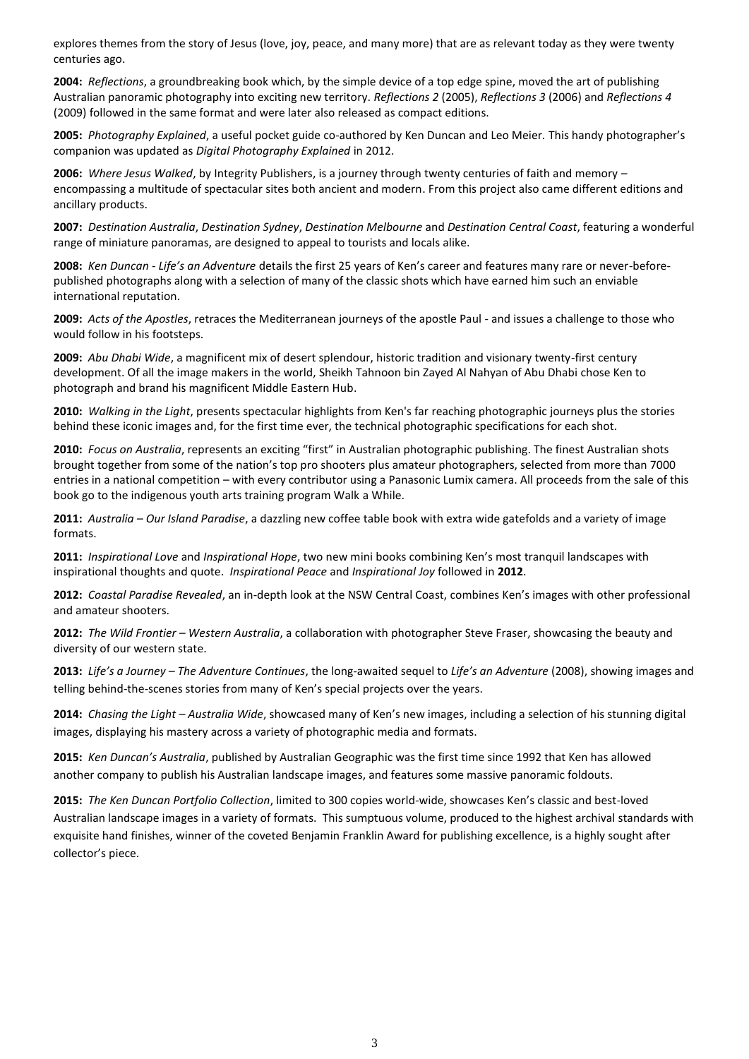explores themes from the story of Jesus (love, joy, peace, and many more) that are as relevant today as they were twenty centuries ago.

**2004:** *Reflections*, a groundbreaking book which, by the simple device of a top edge spine, moved the art of publishing Australian panoramic photography into exciting new territory. *Reflections 2* (2005), *Reflections 3* (2006) and *Reflections 4* (2009) followed in the same format and were later also released as compact editions.

**2005:** *Photography Explained*, a useful pocket guide co-authored by Ken Duncan and Leo Meier. This handy photographer's companion was updated as *Digital Photography Explained* in 2012.

**2006:** *Where Jesus Walked*, by Integrity Publishers, is a journey through twenty centuries of faith and memory – encompassing a multitude of spectacular sites both ancient and modern. From this project also came different editions and ancillary products.

**2007:** *Destination Australia*, *Destination Sydney*, *Destination Melbourne* and *Destination Central Coast*, featuring a wonderful range of miniature panoramas, are designed to appeal to tourists and locals alike.

**2008:** *Ken Duncan - Life's an Adventure* details the first 25 years of Ken's career and features many rare or never-before-published photographs along with a selection of many of the classic shots which have earned him such an enviable international reputation.

**2009:** *Acts of the Apostles*, retraces the Mediterranean journeys of the apostle Paul - and issues a challenge to those who would follow in his footsteps.

**2009:** *Abu Dhabi Wide*, a magnificent mix of desert splendour, historic tradition and visionary twenty-first century development. Of all the image makers in the world, Sheikh Tahnoon bin Zayed Al Nahyan of Abu Dhabi chose Ken to photograph and brand his magnificent Middle Eastern Hub.

**2010:** *Walking in the Light*, presents spectacular highlights from Ken's far reaching photographic journeys plus the stories behind these iconic images and, for the first time ever, the technical photographic specifications for each shot.

**2010:** *Focus on Australia*, represents an exciting "first" in Australian photographic publishing. The finest Australian shots brought together from some of the nation's top pro shooters plus amateur photographers, selected from more than 7000 entries in a national competition – with every contributor using a Panasonic Lumix camera. All proceeds from the sale of this book go to the indigenous youth arts training program Walk a While.

**2011:** *Australia – Our Island Paradise*, a dazzling new coffee table book with extra wide gatefolds and a variety of image formats.

**2011:** *Inspirational Love* and *Inspirational Hope*, two new mini books combining Ken's most tranquil landscapes with inspirational thoughts and quote. *Inspirational Peace* and *Inspirational Joy* followed in **2012**.

**2012:** *Coastal Paradise Revealed*, an in-depth look at the NSW Central Coast, combines Ken's images with other professional and amateur shooters.

**2012:** *The Wild Frontier – Western Australia*, a collaboration with photographer Steve Fraser, showcasing the beauty and diversity of our western state.

**2013:** *Life's a Journey – The Adventure Continues*, the long-awaited sequel to *Life's an Adventure* (2008), showing images and telling behind-the-scenes stories from many of Ken's special projects over the years.

**2014:** *Chasing the Light – Australia Wide*, showcased many of Ken's new images, including a selection of his stunning digital images, displaying his mastery across a variety of photographic media and formats.

**2015:** *Ken Duncan's Australia*, published by Australian Geographic was the first time since 1992 that Ken has allowed another company to publish his Australian landscape images, and features some massive panoramic foldouts.

**2015:** *The Ken Duncan Portfolio Collection*, limited to 300 copies world-wide, showcases Ken's classic and best-loved Australian landscape images in a variety of formats. This sumptuous volume, produced to the highest archival standards with exquisite hand finishes, winner of the coveted Benjamin Franklin Award for publishing excellence, is a highly sought after collector's piece.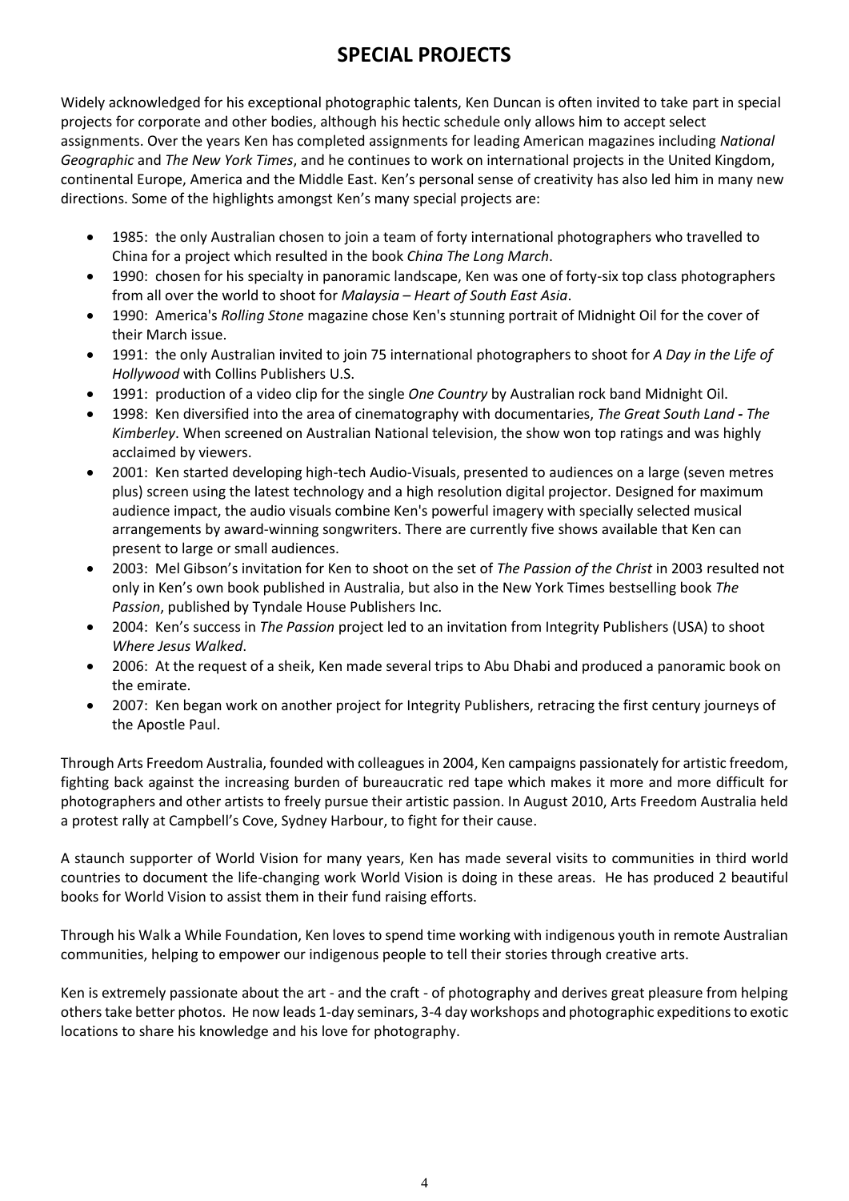# SPECIAL PROJECTS

Widely acknowledged for his exceptional photographic talents, Ken Duncan is often invited to take part in special projects for corporate and other bodies, although his hectic schedule only allows him to accept select assignments. Over the years Ken has completed assignments for leading American magazines including *National Geographic* and *The New York Times*, and he continues to work on international projects in the United Kingdom, continental Europe, America and the Middle East. Ken's personal sense of creativity has also led him in many new directions. Some of the highlights amongst Ken's many special projects are:

- 1985: the only Australian chosen to join a team of forty international photographers who travelled to China for a project which resulted in the book *China The Long March*.
- 1990: chosen for his specialty in panoramic landscape, Ken was one of forty-six top class photographers from all over the world to shoot for *Malaysia – Heart of South East Asia*.
- 1990: America's *Rolling Stone* magazine chose Ken's stunning portrait of Midnight Oil for the cover of their March issue.
- 1991: the only Australian invited to join 75 international photographers to shoot for *A Day in the Life of Hollywood* with Collins Publishers U.S.
- 1991: production of a video clip for the single *One Country* by Australian rock band Midnight Oil.
- 1998: Ken diversified into the area of cinematography with documentaries, *The Great South Land* **-** *The Kimberley*. When screened on Australian National television, the show won top ratings and was highly acclaimed by viewers.
- 2001: Ken started developing high-tech Audio-Visuals, presented to audiences on a large (seven metres plus) screen using the latest technology and a high resolution digital projector. Designed for maximum audience impact, the audio visuals combine Ken's powerful imagery with specially selected musical arrangements by award-winning songwriters. There are currently five shows available that Ken can present to large or small audiences.
- 2003: Mel Gibson's invitation for Ken to shoot on the set of *The Passion of the Christ* in 2003 resulted not only in Ken's own book published in Australia, but also in the New York Times bestselling book *The Passion*, published by Tyndale House Publishers Inc.
- 2004: Ken's success in *The Passion* project led to an invitation from Integrity Publishers (USA) to shoot *Where Jesus Walked*.
- 2006: At the request of a sheik, Ken made several trips to Abu Dhabi and produced a panoramic book on the emirate.
- 2007: Ken began work on another project for Integrity Publishers, retracing the first century journeys of the Apostle Paul.

Through Arts Freedom Australia, founded with colleagues in 2004, Ken campaigns passionately for artistic freedom, fighting back against the increasing burden of bureaucratic red tape which makes it more and more difficult for photographers and other artists to freely pursue their artistic passion. In August 2010, Arts Freedom Australia held a protest rally at Campbell's Cove, Sydney Harbour, to fight for their cause.

A staunch supporter of World Vision for many years, Ken has made several visits to communities in third world countries to document the life-changing work World Vision is doing in these areas. He has produced 2 beautiful books for World Vision to assist them in their fund raising efforts.

Through his Walk a While Foundation, Ken loves to spend time working with indigenous youth in remote Australian communities, helping to empower our indigenous people to tell their stories through creative arts.

Ken is extremely passionate about the art - and the craft - of photography and derives great pleasure from helping others take better photos. He now leads 1-day seminars, 3-4 day workshops and photographic expeditions to exotic locations to share his knowledge and his love for photography.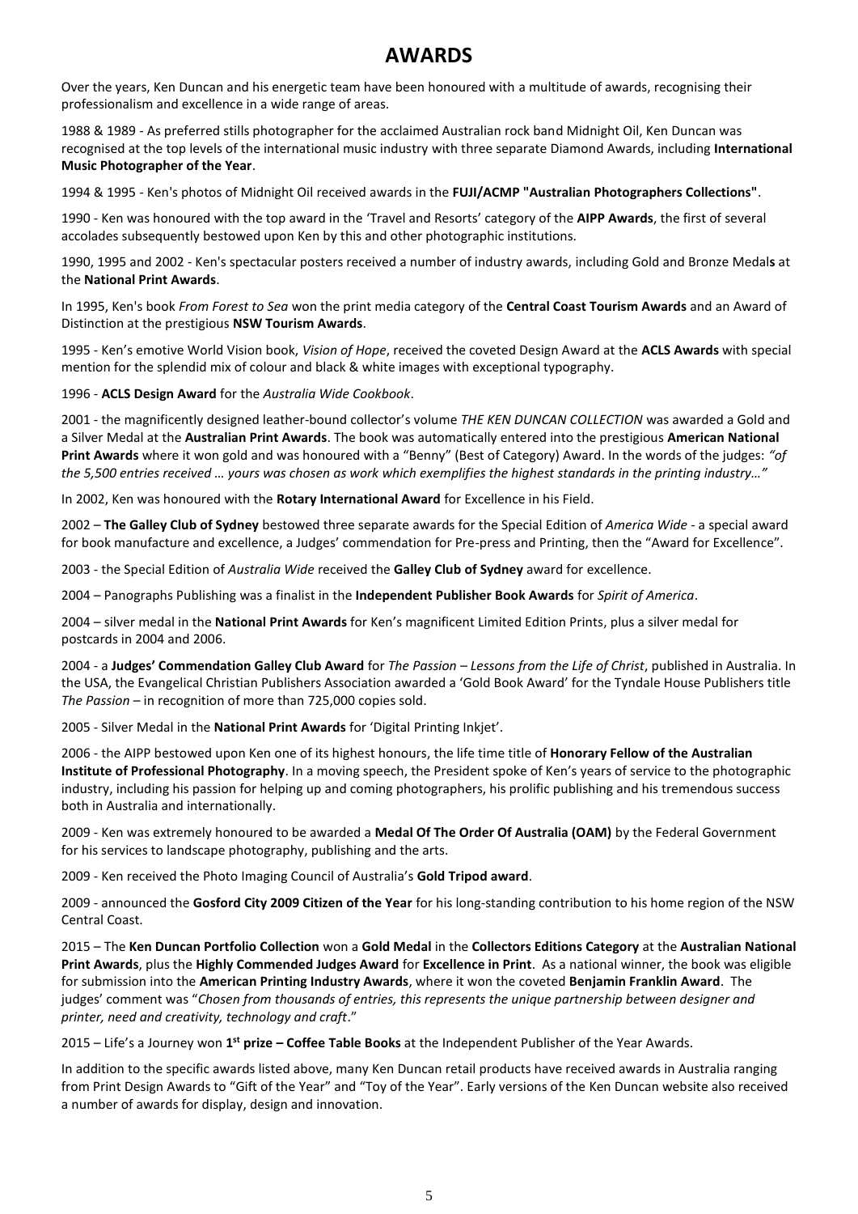# AWARDS

Over the years, Ken Duncan and his energetic team have been honoured with a multitude of awards, recognising their professionalism and excellence in a wide range of areas.

1988 & 1989 - As preferred stills photographer for the acclaimed Australian rock band Midnight Oil, Ken Duncan was recognised at the top levels of the international music industry with three separate Diamond Awards, including **International Music Photographer of the Year**.

1994 & 1995 - Ken's photos of Midnight Oil received awards in the **FUJI/ACMP "Australian Photographers Collections"**.

1990 - Ken was honoured with the top award in the 'Travel and Resorts' category of the **AIPP Awards**, the first of several accolades subsequently bestowed upon Ken by this and other photographic institutions.

1990, 1995 and 2002 - Ken's spectacular posters received a number of industry awards, including Gold and Bronze Medals at the **National Print Awards**.

In 1995, Ken's book *From Forest to Sea* won the print media category of the **Central Coast Tourism Awards** and an Award of Distinction at the prestigious **NSW Tourism Awards**.

1995 - Ken's emotive World Vision book, *Vision of Hope*, received the coveted Design Award at the **ACLS Awards** with special mention for the splendid mix of colour and black & white images with exceptional typography.

1996 - **ACLS Design Award** for the *Australia Wide Cookbook*.

2001 - the magnificently designed leather-bound collector's volume *THE KEN DUNCAN COLLECTION* was awarded a Gold and a Silver Medal at the **Australian Print Awards**. The book was automatically entered into the prestigious **American National Print Awards** where it won gold and was honoured with a "Benny" (Best of Category) Award. In the words of the judges: *"of the 5,500 entries received … yours was chosen as work which exemplifies the highest standards in the printing industry…"*

In 2002, Ken was honoured with the **Rotary International Award** for Excellence in his Field.

2002 – **The Galley Club of Sydney** bestowed three separate awards for the Special Edition of *America Wide* - a special award for book manufacture and excellence, a Judges' commendation for Pre-press and Printing, then the "Award for Excellence".

2003 - the Special Edition of *Australia Wide* received the **Galley Club of Sydney** award for excellence.

2004 – Panographs Publishing was a finalist in the **Independent Publisher Book Awards** for *Spirit of America*.

2004 – silver medal in the **National Print Awards** for Ken's magnificent Limited Edition Prints, plus a silver medal for postcards in 2004 and 2006.

2004 - a **Judges' Commendation Galley Club Award** for *The Passion – Lessons from the Life of Christ*, published in Australia. In the USA, the Evangelical Christian Publishers Association awarded a 'Gold Book Award' for the Tyndale House Publishers title *The Passion* – in recognition of more than 725,000 copies sold.

2005 - Silver Medal in the **National Print Awards** for 'Digital Printing Inkjet'.

2006 - the AIPP bestowed upon Ken one of its highest honours, the life time title of **Honorary Fellow of the Australian Institute of Professional Photography**. In a moving speech, the President spoke of Ken's years of service to the photographic industry, including his passion for helping up and coming photographers, his prolific publishing and his tremendous success both in Australia and internationally.

2009 - Ken was extremely honoured to be awarded a **Medal Of The Order Of Australia (OAM)** by the Federal Government for his services to landscape photography, publishing and the arts.

2009 - Ken received the Photo Imaging Council of Australia's **Gold Tripod award**.

2009 - announced the **Gosford City 2009 Citizen of the Year** for his long-standing contribution to his home region of the NSW Central Coast.

2015 – The **Ken Duncan Portfolio Collection** won a **Gold Medal** in the **Collectors Editions Category** at the **Australian National Print Awards**, plus the **Highly Commended Judges Award** for **Excellence in Print**. As a national winner, the book was eligible for submission into the **American Printing Industry Awards**, where it won the coveted **Benjamin Franklin Award**. The judges' comment was "*Chosen from thousands of entries, this represents the unique partnership between designer and printer, need and creativity, technology and craft*."

2015 – Life's a Journey won **1st prize – Coffee Table Books** at the Independent Publisher of the Year Awards.

In addition to the specific awards listed above, many Ken Duncan retail products have received awards in Australia ranging from Print Design Awards to "Gift of the Year" and "Toy of the Year". Early versions of the Ken Duncan website also received a number of awards for display, design and innovation.